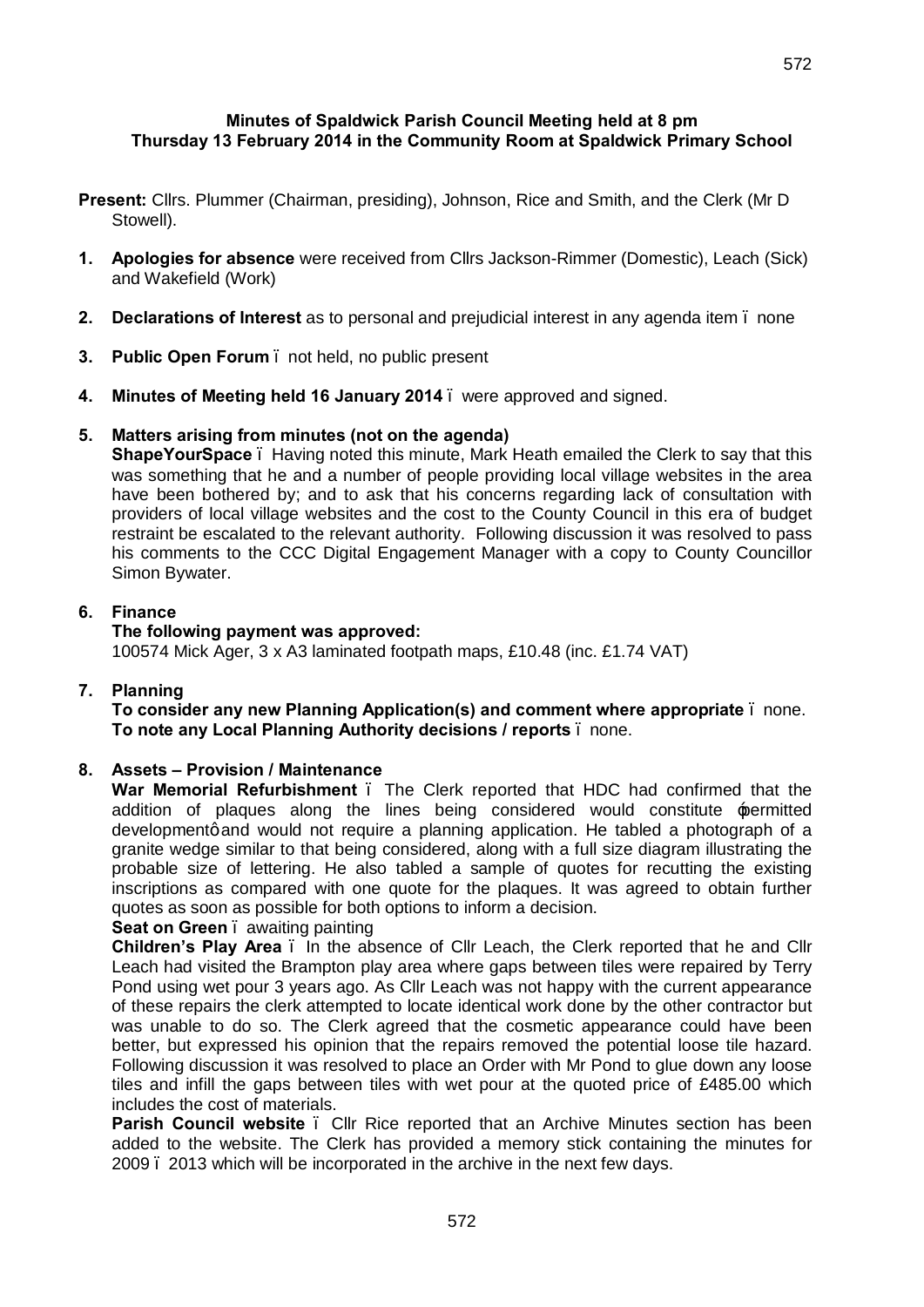**Minutes of Spaldwick Parish Council Meeting held at 8 pm Thursday 13 February 2014 in the Community Room at Spaldwick Primary School**

**Present:** Cllrs. Plummer (Chairman, presiding), Johnson, Rice and Smith, and the Clerk (Mr D Stowell).

1. **Apologies for absence** were received from Cllrs Jackson-Rimmer (Domestic), Leach (Sick) and Wakefield (Work)

2. **Declarations of Interest** as to personal and prejudicial interest in any agenda item – none

3. **Public Open Forum** – not held, no public present

4. **Minutes of Meeting held 16 January 2014** – were approved and signed.

5. **Matters arising from minutes (not on the agenda)**
   **ShapeYourSpace** – Having noted this minute, Mark Heath emailed the Clerk to say that this was something that he and a number of people providing local village websites in the area have been bothered by; and to ask that his concerns regarding lack of consultation with providers of local village websites and the cost to the County Council in this era of budget restraint be escalated to the relevant authority. Following discussion it was resolved to pass his comments to the CCC Digital Engagement Manager with a copy to County Councillor Simon Bywater.

6. **Finance**
   **The following payment was approved:**
   100574 Mick Ager, 3 x A3 laminated footpath maps, £10.48 (inc. £1.74 VAT)

7. **Planning**
   **To consider any new Planning Application(s) and comment where appropriate** – none.
   **To note any Local Planning Authority decisions / reports** – none.

8. **Assets – Provision / Maintenance**
   **War Memorial Refurbishment** – The Clerk reported that HDC had confirmed that the addition of plaques along the lines being considered would constitute 'permitted development' and would not require a planning application. He tabled a photograph of a granite wedge similar to that being considered, along with a full size diagram illustrating the probable size of lettering. He also tabled a sample of quotes for recutting the existing inscriptions as compared with one quote for the plaques. It was agreed to obtain further quotes as soon as possible for both options to inform a decision.
   **Seat on Green** – awaiting painting
   **Children's Play Area** – In the absence of Cllr Leach, the Clerk reported that he and Cllr Leach had visited the Brampton play area where gaps between tiles were repaired by Terry Pond using wet pour 3 years ago. As Cllr Leach was not happy with the current appearance of these repairs the clerk attempted to locate identical work done by the other contractor but was unable to do so. The Clerk agreed that the cosmetic appearance could have been better, but expressed his opinion that the repairs removed the potential loose tile hazard. Following discussion it was resolved to place an Order with Mr Pond to glue down any loose tiles and infill the gaps between tiles with wet pour at the quoted price of £485.00 which includes the cost of materials.
   **Parish Council website** – Cllr Rice reported that an Archive Minutes section has been added to the website. The Clerk has provided a memory stick containing the minutes for 2009 – 2013 which will be incorporated in the archive in the next few days.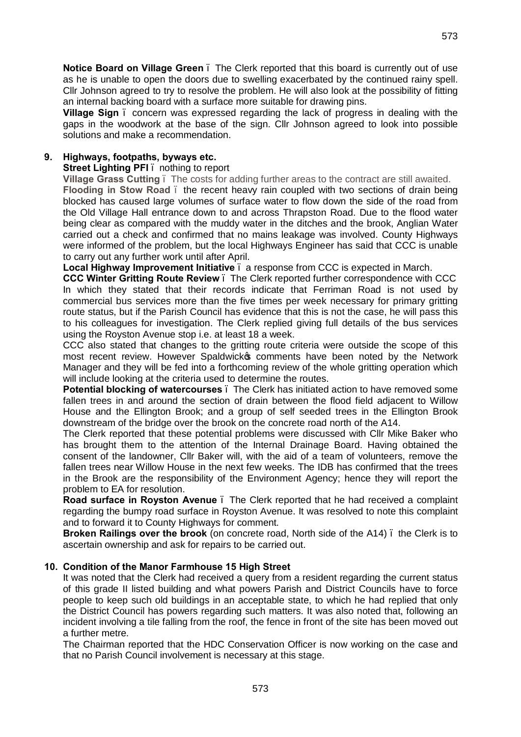**Notice Board on Village Green** – The Clerk reported that this board is currently out of use as he is unable to open the doors due to swelling exacerbated by the continued rainy spell. Cllr Johnson agreed to try to resolve the problem. He will also look at the possibility of fitting an internal backing board with a surface more suitable for drawing pins.

**Village Sign** – concern was expressed regarding the lack of progress in dealing with the gaps in the woodwork at the base of the sign. Cllr Johnson agreed to look into possible solutions and make a recommendation.

**9. Highways, footpaths, byways etc.**

**Street Lighting PFI** – nothing to report

**Village Grass Cutting** – The costs for adding further areas to the contract are still awaited.

**Flooding in Stow Road** – the recent heavy rain coupled with two sections of drain being blocked has caused large volumes of surface water to flow down the side of the road from the Old Village Hall entrance down to and across Thrapston Road. Due to the flood water being clear as compared with the muddy water in the ditches and the brook, Anglian Water carried out a check and confirmed that no mains leakage was involved. County Highways were informed of the problem, but the local Highways Engineer has said that CCC is unable to carry out any further work until after April.

**Local Highway Improvement Initiative** – a response from CCC is expected in March.

**CCC Winter Gritting Route Review** – The Clerk reported further correspondence with CCC In which they stated that their records indicate that Ferriman Road is not used by commercial bus services more than the five times per week necessary for primary gritting route status, but if the Parish Council has evidence that this is not the case, he will pass this to his colleagues for investigation. The Clerk replied giving full details of the bus services using the Royston Avenue stop i.e. at least 18 a week.

CCC also stated that changes to the gritting route criteria were outside the scope of this most recent review. However Spaldwick's comments have been noted by the Network Manager and they will be fed into a forthcoming review of the whole gritting operation which will include looking at the criteria used to determine the routes.

**Potential blocking of watercourses** – The Clerk has initiated action to have removed some fallen trees in and around the section of drain between the flood field adjacent to Willow House and the Ellington Brook; and a group of self seeded trees in the Ellington Brook downstream of the bridge over the brook on the concrete road north of the A14.

The Clerk reported that these potential problems were discussed with Cllr Mike Baker who has brought them to the attention of the Internal Drainage Board. Having obtained the consent of the landowner, Cllr Baker will, with the aid of a team of volunteers, remove the fallen trees near Willow House in the next few weeks. The IDB has confirmed that the trees in the Brook are the responsibility of the Environment Agency; hence they will report the problem to EA for resolution.

**Road surface in Royston Avenue** – The Clerk reported that he had received a complaint regarding the bumpy road surface in Royston Avenue. It was resolved to note this complaint and to forward it to County Highways for comment.

**Broken Railings over the brook** (on concrete road, North side of the A14) – the Clerk is to ascertain ownership and ask for repairs to be carried out.

**10. Condition of the Manor Farmhouse 15 High Street**

It was noted that the Clerk had received a query from a resident regarding the current status of this grade II listed building and what powers Parish and District Councils have to force people to keep such old buildings in an acceptable state, to which he had replied that only the District Council has powers regarding such matters. It was also noted that, following an incident involving a tile falling from the roof, the fence in front of the site has been moved out a further metre.

The Chairman reported that the HDC Conservation Officer is now working on the case and that no Parish Council involvement is necessary at this stage.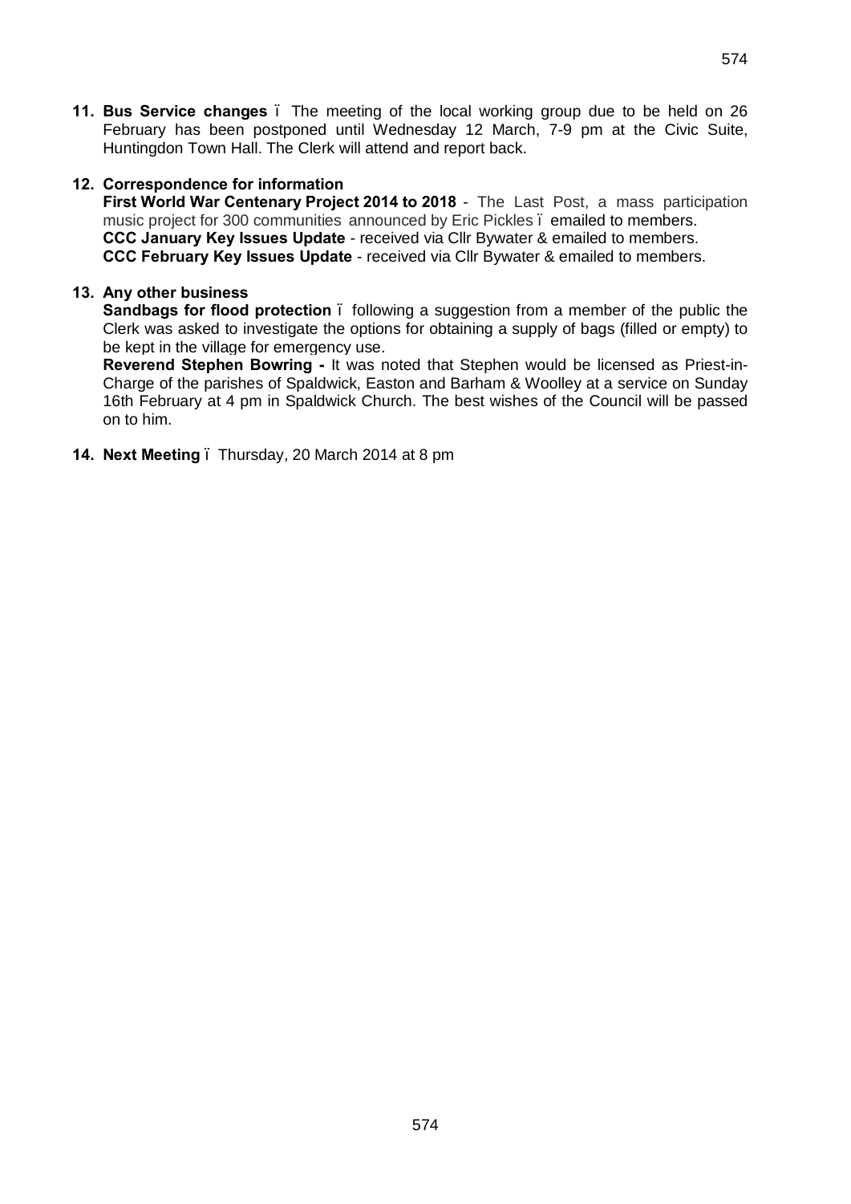**11. Bus Service changes** – The meeting of the local working group due to be held on 26 February has been postponed until Wednesday 12 March, 7-9 pm at the Civic Suite, Huntingdon Town Hall. The Clerk will attend and report back.

**12. Correspondence for information**

**First World War Centenary Project 2014 to 2018** - The Last Post, a mass participation music project for 300 communities announced by Eric Pickles – emailed to members.
**CCC January Key Issues Update** - received via Cllr Bywater & emailed to members.
**CCC February Key Issues Update** - received via Cllr Bywater & emailed to members.

**13. Any other business**

**Sandbags for flood protection** – following a suggestion from a member of the public the Clerk was asked to investigate the options for obtaining a supply of bags (filled or empty) to be kept in the village for emergency use.

**Reverend Stephen Bowring -** It was noted that Stephen would be licensed as Priest-in-Charge of the parishes of Spaldwick, Easton and Barham & Woolley at a service on Sunday 16th February at 4 pm in Spaldwick Church. The best wishes of the Council will be passed on to him.

**14. Next Meeting** – Thursday, 20 March 2014 at 8 pm